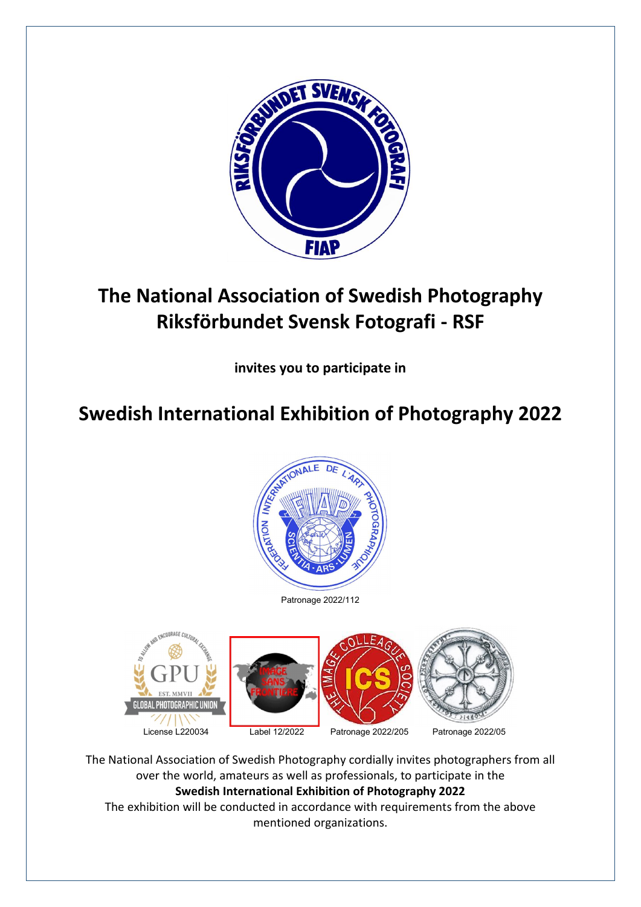# The National Association of Swedish Photography
# Riksförbundet Svensk Fotografi - RSF

**invites you to participate in**

## Swedish International Exhibition of Photography 2022

Patronage 2022/112

License L220034

Label 12/2022

Patronage 2022/205

Patronage 2022/05

The National Association of Swedish Photography cordially invites photographers from all over the world, amateurs as well as professionals, to participate in the
**Swedish International Exhibition of Photography 2022**
The exhibition will be conducted in accordance with requirements from the above mentioned organizations.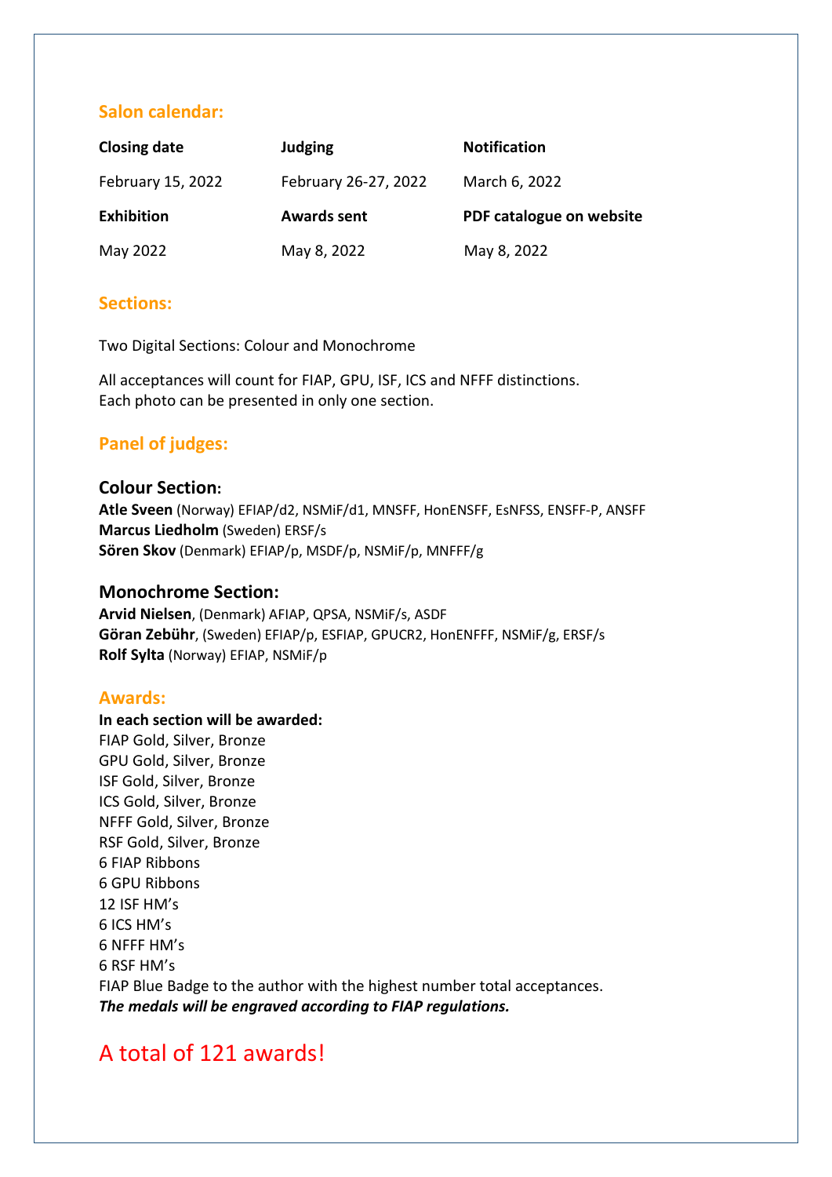## Salon calendar:

| Closing date | Judging | Notification |
|---|---|---|
| February 15, 2022 | February 26-27, 2022 | March 6, 2022 |
| **Exhibition** | **Awards sent** | **PDF catalogue on website** |
| May 2022 | May 8, 2022 | May 8, 2022 |

## Sections:

Two Digital Sections: Colour and Monochrome

All acceptances will count for FIAP, GPU, ISF, ICS and NFFF distinctions.
Each photo can be presented in only one section.

## Panel of judges:

### Colour Section:

**Atle Sveen** (Norway) EFIAP/d2, NSMiF/d1, MNSFF, HonENSFF, EsNFSS, ENSFF-P, ANSFF
**Marcus Liedholm** (Sweden) ERSF/s
**Sören Skov** (Denmark) EFIAP/p, MSDF/p, NSMiF/p, MNFFF/g

### Monochrome Section:

**Arvid Nielsen**, (Denmark) AFIAP, QPSA, NSMiF/s, ASDF
**Göran Zebühr**, (Sweden) EFIAP/p, ESFIAP, GPUCR2, HonENFFF, NSMiF/g, ERSF/s
**Rolf Sylta** (Norway) EFIAP, NSMiF/p

## Awards:

**In each section will be awarded:**
FIAP Gold, Silver, Bronze
GPU Gold, Silver, Bronze
ISF Gold, Silver, Bronze
ICS Gold, Silver, Bronze
NFFF Gold, Silver, Bronze
RSF Gold, Silver, Bronze
6 FIAP Ribbons
6 GPU Ribbons
12 ISF HM's
6 ICS HM's
6 NFFF HM's
6 RSF HM's
FIAP Blue Badge to the author with the highest number total acceptances.
***The medals will be engraved according to FIAP regulations.***

# A total of 121 awards!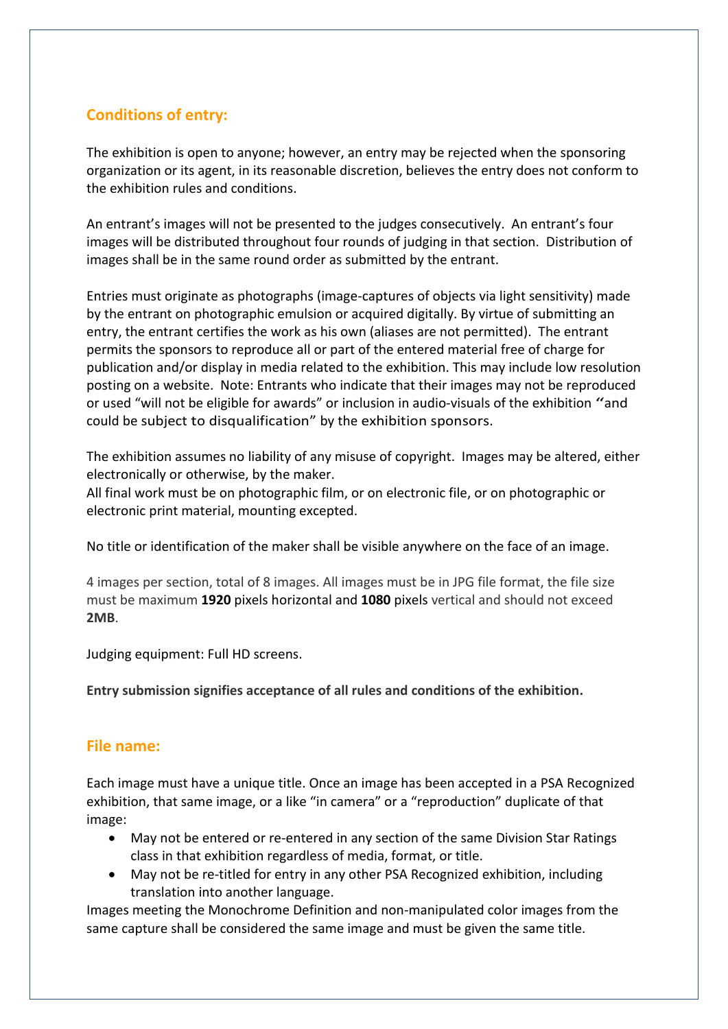## Conditions of entry:

The exhibition is open to anyone; however, an entry may be rejected when the sponsoring organization or its agent, in its reasonable discretion, believes the entry does not conform to the exhibition rules and conditions.

An entrant's images will not be presented to the judges consecutively. An entrant's four images will be distributed throughout four rounds of judging in that section. Distribution of images shall be in the same round order as submitted by the entrant.

Entries must originate as photographs (image-captures of objects via light sensitivity) made by the entrant on photographic emulsion or acquired digitally. By virtue of submitting an entry, the entrant certifies the work as his own (aliases are not permitted). The entrant permits the sponsors to reproduce all or part of the entered material free of charge for publication and/or display in media related to the exhibition. This may include low resolution posting on a website. Note: Entrants who indicate that their images may not be reproduced or used "will not be eligible for awards" or inclusion in audio-visuals of the exhibition "and could be subject to disqualification" by the exhibition sponsors.

The exhibition assumes no liability of any misuse of copyright. Images may be altered, either electronically or otherwise, by the maker.
All final work must be on photographic film, or on electronic file, or on photographic or electronic print material, mounting excepted.

No title or identification of the maker shall be visible anywhere on the face of an image.

4 images per section, total of 8 images. All images must be in JPG file format, the file size must be maximum **1920** pixels horizontal and **1080** pixels vertical and should not exceed **2MB**.

Judging equipment: Full HD screens.

**Entry submission signifies acceptance of all rules and conditions of the exhibition.**

## File name:

Each image must have a unique title. Once an image has been accepted in a PSA Recognized exhibition, that same image, or a like "in camera" or a "reproduction" duplicate of that image:

- May not be entered or re-entered in any section of the same Division Star Ratings class in that exhibition regardless of media, format, or title.
- May not be re-titled for entry in any other PSA Recognized exhibition, including translation into another language.

Images meeting the Monochrome Definition and non-manipulated color images from the same capture shall be considered the same image and must be given the same title.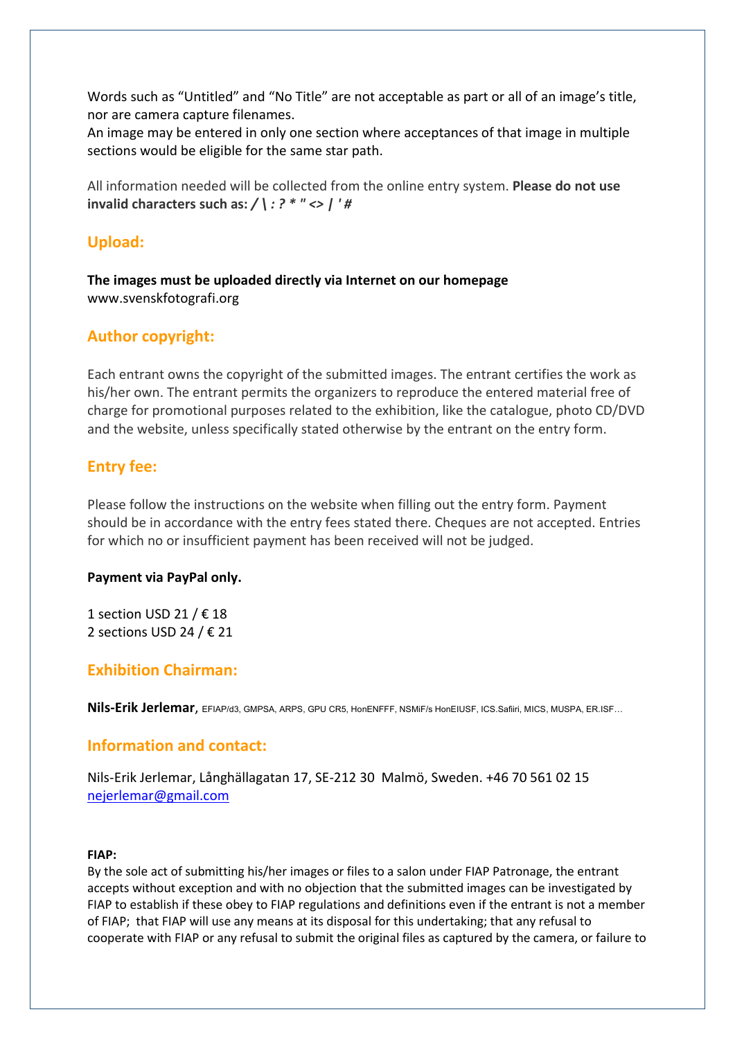Words such as “Untitled” and “No Title” are not acceptable as part or all of an image’s title, nor are camera capture filenames.
An image may be entered in only one section where acceptances of that image in multiple sections would be eligible for the same star path.

All information needed will be collected from the online entry system. **Please do not use invalid characters such as: *\/ \ : ? * " <> | ' #***

## Upload:

**The images must be uploaded directly via Internet on our homepage**
www.svenskfotografi.org

## Author copyright:

Each entrant owns the copyright of the submitted images. The entrant certifies the work as his/her own. The entrant permits the organizers to reproduce the entered material free of charge for promotional purposes related to the exhibition, like the catalogue, photo CD/DVD and the website, unless specifically stated otherwise by the entrant on the entry form.

## Entry fee:

Please follow the instructions on the website when filling out the entry form. Payment should be in accordance with the entry fees stated there. Cheques are not accepted. Entries for which no or insufficient payment has been received will not be judged.

**Payment via PayPal only.**

1 section USD 21 / € 18
2 sections USD 24 / € 21

## Exhibition Chairman:

**Nils-Erik Jerlemar**, EFIAP/d3, GMPSA, ARPS, GPU CR5, HonENFFF, NSMiF/s HonEIUSF, ICS.Safiiri, MICS, MUSPA, ER.ISF…

## Information and contact:

Nils-Erik Jerlemar, Långhällagatan 17, SE-212 30 Malmö, Sweden. +46 70 561 02 15
nejerlemar@gmail.com

**FIAP:**
By the sole act of submitting his/her images or files to a salon under FIAP Patronage, the entrant accepts without exception and with no objection that the submitted images can be investigated by FIAP to establish if these obey to FIAP regulations and definitions even if the entrant is not a member of FIAP; that FIAP will use any means at its disposal for this undertaking; that any refusal to cooperate with FIAP or any refusal to submit the original files as captured by the camera, or failure to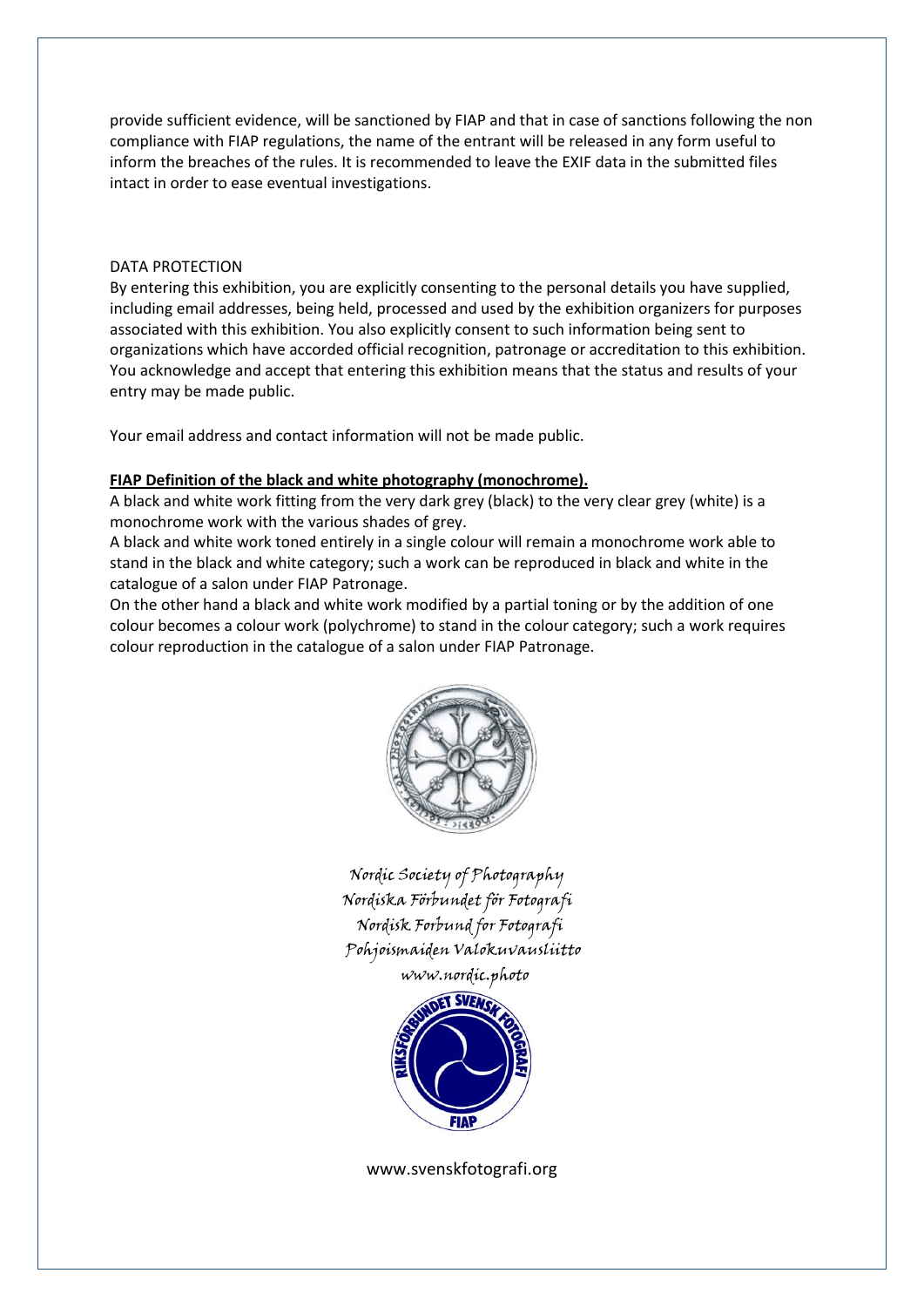provide sufficient evidence, will be sanctioned by FIAP and that in case of sanctions following the non compliance with FIAP regulations, the name of the entrant will be released in any form useful to inform the breaches of the rules. It is recommended to leave the EXIF data in the submitted files intact in order to ease eventual investigations.

DATA PROTECTION

By entering this exhibition, you are explicitly consenting to the personal details you have supplied, including email addresses, being held, processed and used by the exhibition organizers for purposes associated with this exhibition. You also explicitly consent to such information being sent to organizations which have accorded official recognition, patronage or accreditation to this exhibition. You acknowledge and accept that entering this exhibition means that the status and results of your entry may be made public.

Your email address and contact information will not be made public.

**FIAP Definition of the black and white photography (monochrome).**

A black and white work fitting from the very dark grey (black) to the very clear grey (white) is a monochrome work with the various shades of grey.

A black and white work toned entirely in a single colour will remain a monochrome work able to stand in the black and white category; such a work can be reproduced in black and white in the catalogue of a salon under FIAP Patronage.

On the other hand a black and white work modified by a partial toning or by the addition of one colour becomes a colour work (polychrome) to stand in the colour category; such a work requires colour reproduction in the catalogue of a salon under FIAP Patronage.

*Nordic Society of Photography*
*Nordiska Förbundet för Fotografi*
*Nordisk Forbund for Fotografi*
*Pohjoismaiden Valokuvausliitto*
*www.nordic.photo*

www.svenskfotografi.org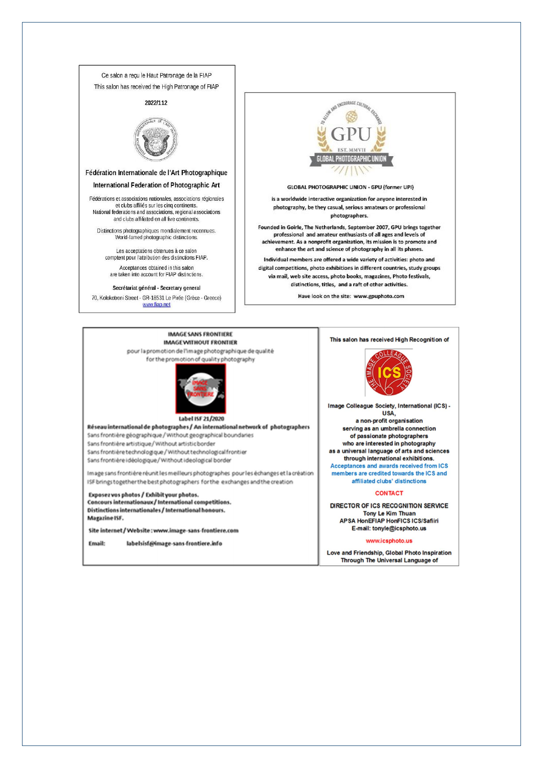Ce salon a reçu le Haut Patronage de la FIAP

This salon has received the High Patronage of FIAP

2022/112

**Fédération Internationale de l'Art Photographique**

**International Federation of Photographic Art**

Fédérations et associations nationales, associations régionales et clubs affiliés sur les cinq continents.
National federations and associations, regional associations and clubs affiliated on all five continents.

Distinctions photographiques mondialement reconnues.
World-famed photographic distinctions.

Les acceptations obtenues à ce salon comptent pour l'attribution des distinctions FIAP.

Acceptances obtained in this salon are taken into account for FIAP distinctions.

**Secrétariat général - Secretary general**

70, Kolokotroni Street - GR-18531 Le Pirée (Grèce - Greece)
www.fiap.net

---

TO ALLOW AND ENCOURAGE CULTURAL EXCHANGE

GPU

EST. MMVII

GLOBAL PHOTOGRAPHIC UNION

**GLOBAL PHOTOGRAPHIC UNION - GPU (former UPI)**

**is a worldwide interactive organization for anyone interested in photography, be they casual, serious amateurs or professional photographers.**

**Founded in Goirle, The Netherlands, September 2007, GPU brings together professional and amateur enthusiasts of all ages and levels of achievement. As a nonprofit organization, its mission is to promote and enhance the art and science of photography in all its phases.**

**Individual members are offered a wide variety of activities: photo and digital competitions, photo exhibitions in different countries, study groups via mail, web site access, photo books, magazines, Photo festivals, distinctions, titles, and a raft of other activities.**

**Have look on the site: www.gpuphoto.com**

---

**IMAGE SANS FRONTIERE**
**IMAGE WITHOUT FRONTIER**

pour la promotion de l'image photographique de qualité
for the promotion of quality photography

**Label ISF 21/2020**

**Réseau international de photographes / An international network of photographers**

Sans frontière géographique / Without geographical boundaries
Sans frontière artistique / Without artistic border
Sans frontière technologique / Without technological frontier
Sans frontière idéologique / Without ideological border

Image sans frontière réunit les meilleurs photographes pour les échanges et la création
ISF brings together the best photographers for the exchanges and the creation

**Exposez vos photos / Exhibit your photos.**
**Concours internationaux / International competitions.**
**Distinctions internationales / International honours.**
**Magazine ISF.**

**Site internet / Website : www.image-sans-frontiere.com**

**Email: labelsisf@image-sans-frontiere.info**

---

**This salon has received High Recognition of**

THE IMAGE COLLEAGUE SOCIETY — ICS

**Image Colleague Society, International (ICS) - USA,**
**a non-profit organisation**
**serving as an umbrella connection**
**of passionate photographers**
**who are interested in photography**
**as a universal language of arts and sciences**
**through international exhibitions.**

**Acceptances and awards received from ICS members are credited towards the ICS and affiliated clubs' distinctions**

**CONTACT**

**DIRECTOR OF ICS RECOGNITION SERVICE**
**Tony Le Kim Thuan**
**APSA HonEFIAP HonFICS ICS/Safiri**
**E-mail: tonyle@icsphoto.us**

**www.icsphoto.us**

**Love and Friendship, Global Photo Inspiration Through The Universal Language of**